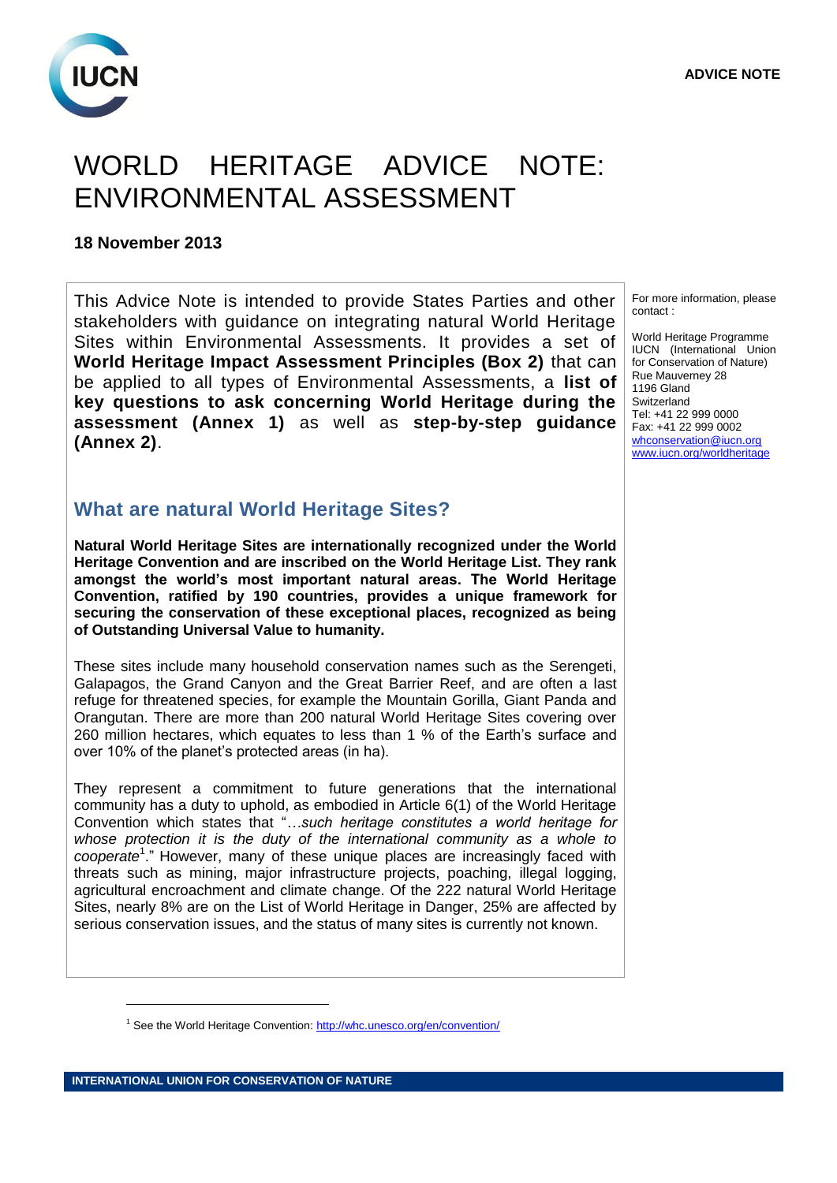ADVICE NOTE

# WORLD HERITAGE ADVICE NOTE: ENVIRONMENTAL ASSESSMENT

**18 November 2013**

This Advice Note is intended to provide States Parties and other stakeholders with guidance on integrating natural World Heritage Sites within Environmental Assessments. It provides a set of **World Heritage Impact Assessment Principles (Box 2)** that can be applied to all types of Environmental Assessments, a **list of key questions to ask concerning World Heritage during the assessment (Annex 1)** as well as **step-by-step guidance (Annex 2)**.

For more information, please contact :

World Heritage Programme
IUCN (International Union for Conservation of Nature)
Rue Mauverney 28
1196 Gland
Switzerland
Tel: +41 22 999 0000
Fax: +41 22 999 0002
whconservation@iucn.org
www.iucn.org/worldheritage

## What are natural World Heritage Sites?

**Natural World Heritage Sites are internationally recognized under the World Heritage Convention and are inscribed on the World Heritage List. They rank amongst the world's most important natural areas. The World Heritage Convention, ratified by 190 countries, provides a unique framework for securing the conservation of these exceptional places, recognized as being of Outstanding Universal Value to humanity.**

These sites include many household conservation names such as the Serengeti, Galapagos, the Grand Canyon and the Great Barrier Reef, and are often a last refuge for threatened species, for example the Mountain Gorilla, Giant Panda and Orangutan. There are more than 200 natural World Heritage Sites covering over 260 million hectares, which equates to less than 1 % of the Earth's surface and over 10% of the planet's protected areas (in ha).

They represent a commitment to future generations that the international community has a duty to uphold, as embodied in Article 6(1) of the World Heritage Convention which states that "*…such heritage constitutes a world heritage for whose protection it is the duty of the international community as a whole to cooperate*[1]." However, many of these unique places are increasingly faced with threats such as mining, major infrastructure projects, poaching, illegal logging, agricultural encroachment and climate change. Of the 222 natural World Heritage Sites, nearly 8% are on the List of World Heritage in Danger, 25% are affected by serious conservation issues, and the status of many sites is currently not known.

[1] See the World Heritage Convention: http://whc.unesco.org/en/convention/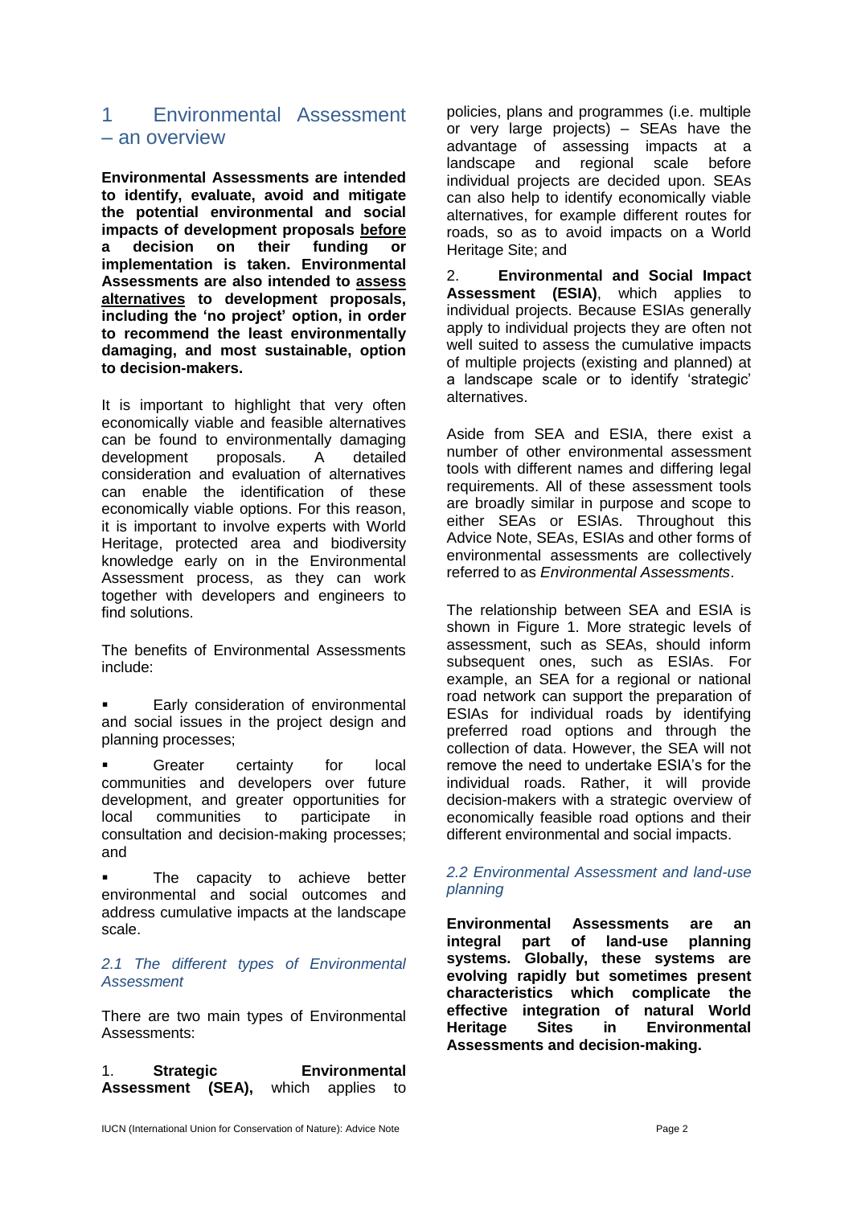# 1 Environmental Assessment – an overview

**Environmental Assessments are intended to identify, evaluate, avoid and mitigate the potential environmental and social impacts of development proposals before a decision on their funding or implementation is taken. Environmental Assessments are also intended to assess alternatives to development proposals, including the 'no project' option, in order to recommend the least environmentally damaging, and most sustainable, option to decision-makers.**

It is important to highlight that very often economically viable and feasible alternatives can be found to environmentally damaging development proposals. A detailed consideration and evaluation of alternatives can enable the identification of these economically viable options. For this reason, it is important to involve experts with World Heritage, protected area and biodiversity knowledge early on in the Environmental Assessment process, as they can work together with developers and engineers to find solutions.

The benefits of Environmental Assessments include:

- Early consideration of environmental and social issues in the project design and planning processes;
- Greater certainty for local communities and developers over future development, and greater opportunities for local communities to participate in consultation and decision-making processes; and
- The capacity to achieve better environmental and social outcomes and address cumulative impacts at the landscape scale.

## *2.1 The different types of Environmental Assessment*

There are two main types of Environmental Assessments:

1. **Strategic Environmental Assessment (SEA),** which applies to policies, plans and programmes (i.e. multiple or very large projects) – SEAs have the advantage of assessing impacts at a landscape and regional scale before individual projects are decided upon. SEAs can also help to identify economically viable alternatives, for example different routes for roads, so as to avoid impacts on a World Heritage Site; and

2. **Environmental and Social Impact Assessment (ESIA)**, which applies to individual projects. Because ESIAs generally apply to individual projects they are often not well suited to assess the cumulative impacts of multiple projects (existing and planned) at a landscape scale or to identify 'strategic' alternatives.

Aside from SEA and ESIA, there exist a number of other environmental assessment tools with different names and differing legal requirements. All of these assessment tools are broadly similar in purpose and scope to either SEAs or ESIAs. Throughout this Advice Note, SEAs, ESIAs and other forms of environmental assessments are collectively referred to as *Environmental Assessments*.

The relationship between SEA and ESIA is shown in Figure 1. More strategic levels of assessment, such as SEAs, should inform subsequent ones, such as ESIAs. For example, an SEA for a regional or national road network can support the preparation of ESIAs for individual roads by identifying preferred road options and through the collection of data. However, the SEA will not remove the need to undertake ESIA's for the individual roads. Rather, it will provide decision-makers with a strategic overview of economically feasible road options and their different environmental and social impacts.

## *2.2 Environmental Assessment and land-use planning*

**Environmental Assessments are an integral part of land-use planning systems. Globally, these systems are evolving rapidly but sometimes present characteristics which complicate the effective integration of natural World Heritage Sites in Environmental Assessments and decision-making.**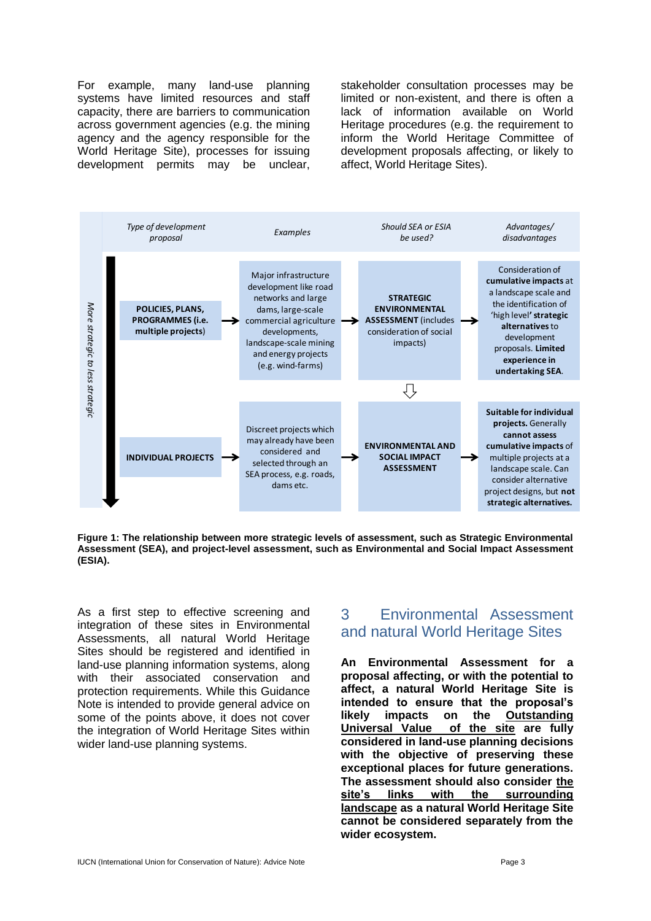For example, many land-use planning systems have limited resources and staff capacity, there are barriers to communication across government agencies (e.g. the mining agency and the agency responsible for the World Heritage Site), processes for issuing development permits may be unclear, stakeholder consultation processes may be limited or non-existent, and there is often a lack of information available on World Heritage procedures (e.g. the requirement to inform the World Heritage Committee of development proposals affecting, or likely to affect, World Heritage Sites).

| *Type of development proposal* | *Examples* | *Should SEA or ESIA be used?* | *Advantages/ disadvantages* |
|---|---|---|---|
| **POLICIES, PLANS, PROGRAMMES (i.e. multiple projects)** → | Major infrastructure development like road networks and large dams, large-scale commercial agriculture developments, landscape-scale mining and energy projects (e.g. wind-farms) → | **STRATEGIC ENVIRONMENTAL ASSESSMENT** (includes consideration of social impacts) → | Consideration of **cumulative impacts** at a landscape scale and the identification of 'high level' **strategic alternatives** to development proposals. **Limited experience in undertaking SEA**. |
| **INDIVIDUAL PROJECTS** → | Discreet projects which may already have been considered and selected through an SEA process, e.g. roads, dams etc. → | **ENVIRONMENTAL AND SOCIAL IMPACT ASSESSMENT** → | **Suitable for individual projects.** Generally **cannot assess cumulative impacts** of multiple projects at a landscape scale. Can consider alternative project designs, but **not strategic alternatives.** |

*More strategic to less strategic*

**Figure 1: The relationship between more strategic levels of assessment, such as Strategic Environmental Assessment (SEA), and project-level assessment, such as Environmental and Social Impact Assessment (ESIA).**

As a first step to effective screening and integration of these sites in Environmental Assessments, all natural World Heritage Sites should be registered and identified in land-use planning information systems, along with their associated conservation and protection requirements. While this Guidance Note is intended to provide general advice on some of the points above, it does not cover the integration of World Heritage Sites within wider land-use planning systems.

## 3 Environmental Assessment and natural World Heritage Sites

**An Environmental Assessment for a proposal affecting, or with the potential to affect, a natural World Heritage Site is intended to ensure that the proposal's likely impacts on the <u>Outstanding Universal Value of the site</u> are fully considered in land-use planning decisions with the objective of preserving these exceptional places for future generations. The assessment should also consider <u>the site's links with the surrounding landscape</u> as a natural World Heritage Site cannot be considered separately from the wider ecosystem.**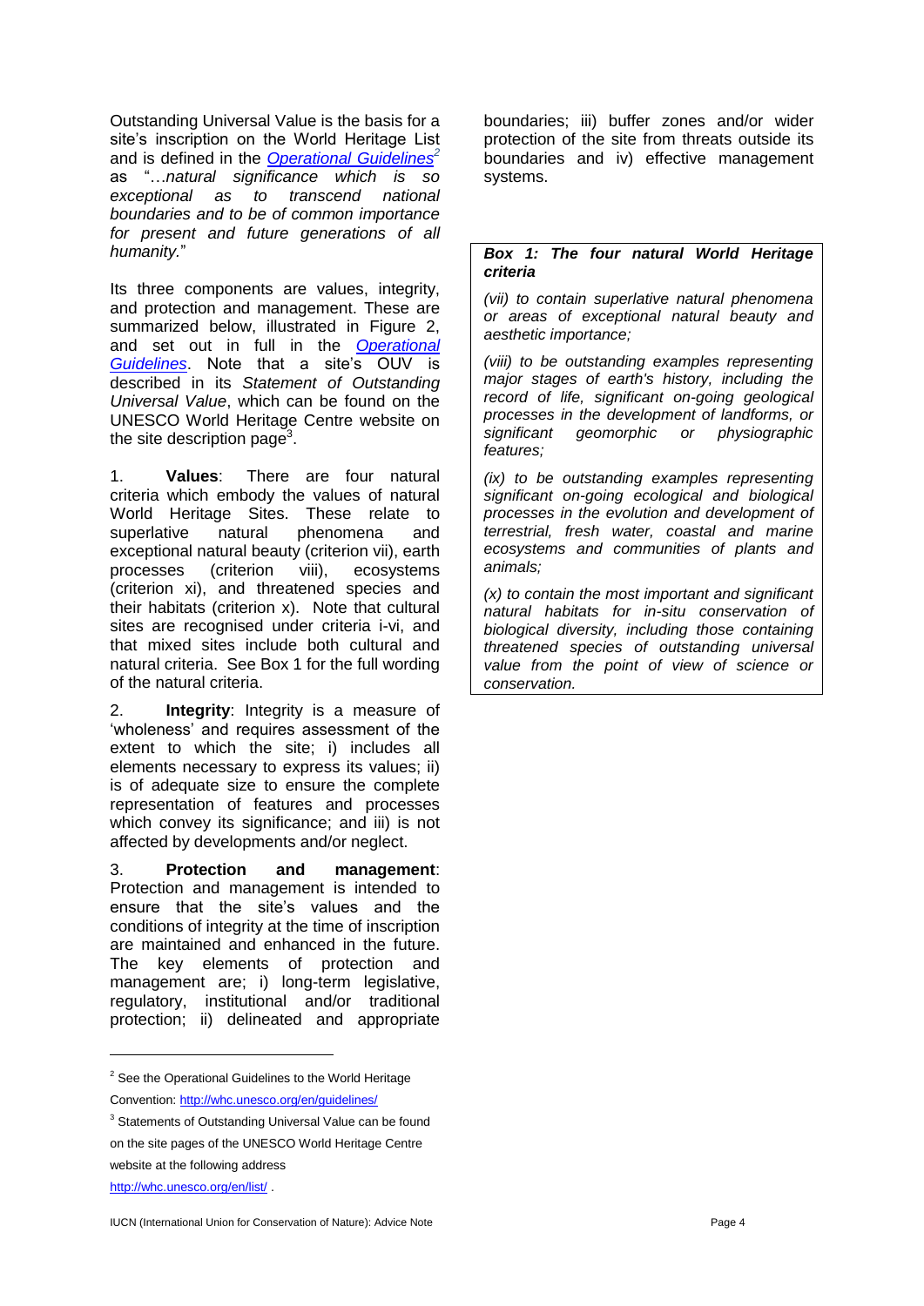Outstanding Universal Value is the basis for a site's inscription on the World Heritage List and is defined in the [Operational Guidelines](http://whc.unesco.org/en/guidelines/)[2] as "…*natural significance which is so exceptional as to transcend national boundaries and to be of common importance for present and future generations of all humanity.*"

Its three components are values, integrity, and protection and management. These are summarized below, illustrated in Figure 2, and set out in full in the *Operational Guidelines*. Note that a site's OUV is described in its *Statement of Outstanding Universal Value*, which can be found on the UNESCO World Heritage Centre website on the site description page[3].

1. **Values**: There are four natural criteria which embody the values of natural World Heritage Sites. These relate to superlative natural phenomena and exceptional natural beauty (criterion vii), earth processes (criterion viii), ecosystems (criterion xi), and threatened species and their habitats (criterion x). Note that cultural sites are recognised under criteria i-vi, and that mixed sites include both cultural and natural criteria. See Box 1 for the full wording of the natural criteria.

2. **Integrity**: Integrity is a measure of 'wholeness' and requires assessment of the extent to which the site; i) includes all elements necessary to express its values; ii) is of adequate size to ensure the complete representation of features and processes which convey its significance; and iii) is not affected by developments and/or neglect.

3. **Protection and management**: Protection and management is intended to ensure that the site's values and the conditions of integrity at the time of inscription are maintained and enhanced in the future. The key elements of protection and management are; i) long-term legislative, regulatory, institutional and/or traditional protection; ii) delineated and appropriate boundaries; iii) buffer zones and/or wider protection of the site from threats outside its boundaries and iv) effective management systems.

> ***Box 1: The four natural World Heritage criteria***
>
> *(vii) to contain superlative natural phenomena or areas of exceptional natural beauty and aesthetic importance;*
>
> *(viii) to be outstanding examples representing major stages of earth's history, including the record of life, significant on-going geological processes in the development of landforms, or significant geomorphic or physiographic features;*
>
> *(ix) to be outstanding examples representing significant on-going ecological and biological processes in the evolution and development of terrestrial, fresh water, coastal and marine ecosystems and communities of plants and animals;*
>
> *(x) to contain the most important and significant natural habitats for in-situ conservation of biological diversity, including those containing threatened species of outstanding universal value from the point of view of science or conservation.*

---

[2] See the Operational Guidelines to the World Heritage Convention: http://whc.unesco.org/en/guidelines/

[3] Statements of Outstanding Universal Value can be found on the site pages of the UNESCO World Heritage Centre website at the following address http://whc.unesco.org/en/list/ .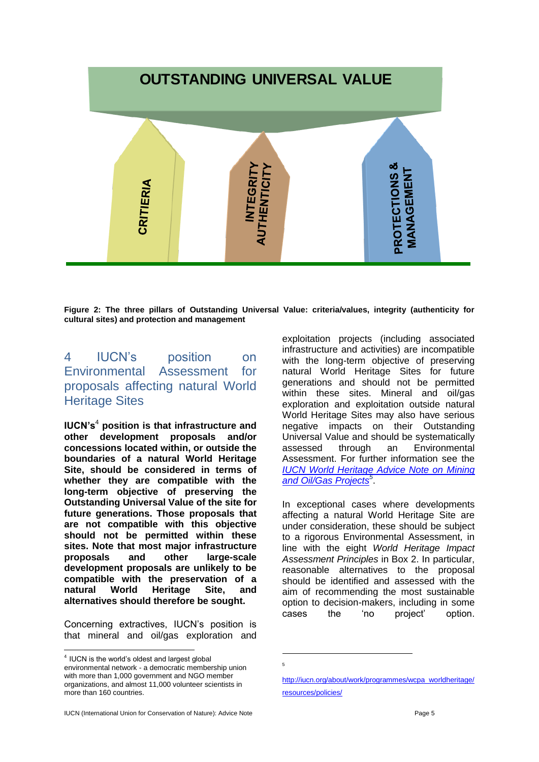Figure 2: The three pillars of Outstanding Universal Value: criteria/values, integrity (authenticity for cultural sites) and protection and management

## 4 IUCN's position on Environmental Assessment for proposals affecting natural World Heritage Sites

**IUCN's[4] position is that infrastructure and other development proposals and/or concessions located within, or outside the boundaries of a natural World Heritage Site, should be considered in terms of whether they are compatible with the long-term objective of preserving the Outstanding Universal Value of the site for future generations. Those proposals that are not compatible with this objective should not be permitted within these sites. Note that most major infrastructure proposals and other large-scale development proposals are unlikely to be compatible with the preservation of a natural World Heritage Site, and alternatives should therefore be sought.**

Concerning extractives, IUCN's position is that mineral and oil/gas exploration and exploitation projects (including associated infrastructure and activities) are incompatible with the long-term objective of preserving natural World Heritage Sites for future generations and should not be permitted within these sites. Mineral and oil/gas exploration and exploitation outside natural World Heritage Sites may also have serious negative impacts on their Outstanding Universal Value and should be systematically assessed through an Environmental Assessment. For further information see the *IUCN World Heritage Advice Note on Mining and Oil/Gas Projects*[5].

In exceptional cases where developments affecting a natural World Heritage Site are under consideration, these should be subject to a rigorous Environmental Assessment, in line with the eight *World Heritage Impact Assessment Principles* in Box 2. In particular, reasonable alternatives to the proposal should be identified and assessed with the aim of recommending the most sustainable option to decision-makers, including in some cases the 'no project' option.

[4] IUCN is the world's oldest and largest global environmental network - a democratic membership union with more than 1,000 government and NGO member organizations, and almost 11,000 volunteer scientists in more than 160 countries.

[5] http://iucn.org/about/work/programmes/wcpa_worldheritage/resources/policies/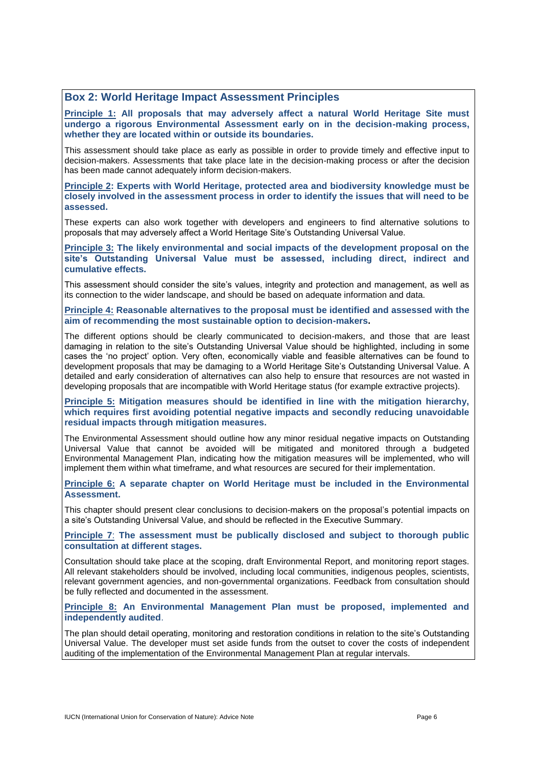## Box 2: World Heritage Impact Assessment Principles

**Principle 1: All proposals that may adversely affect a natural World Heritage Site must undergo a rigorous Environmental Assessment early on in the decision-making process, whether they are located within or outside its boundaries.**

This assessment should take place as early as possible in order to provide timely and effective input to decision-makers. Assessments that take place late in the decision-making process or after the decision has been made cannot adequately inform decision-makers.

**Principle 2: Experts with World Heritage, protected area and biodiversity knowledge must be closely involved in the assessment process in order to identify the issues that will need to be assessed.**

These experts can also work together with developers and engineers to find alternative solutions to proposals that may adversely affect a World Heritage Site's Outstanding Universal Value.

**Principle 3: The likely environmental and social impacts of the development proposal on the site's Outstanding Universal Value must be assessed, including direct, indirect and cumulative effects.**

This assessment should consider the site's values, integrity and protection and management, as well as its connection to the wider landscape, and should be based on adequate information and data.

**Principle 4: Reasonable alternatives to the proposal must be identified and assessed with the aim of recommending the most sustainable option to decision-makers.**

The different options should be clearly communicated to decision-makers, and those that are least damaging in relation to the site's Outstanding Universal Value should be highlighted, including in some cases the 'no project' option. Very often, economically viable and feasible alternatives can be found to development proposals that may be damaging to a World Heritage Site's Outstanding Universal Value. A detailed and early consideration of alternatives can also help to ensure that resources are not wasted in developing proposals that are incompatible with World Heritage status (for example extractive projects).

**Principle 5: Mitigation measures should be identified in line with the mitigation hierarchy, which requires first avoiding potential negative impacts and secondly reducing unavoidable residual impacts through mitigation measures.**

The Environmental Assessment should outline how any minor residual negative impacts on Outstanding Universal Value that cannot be avoided will be mitigated and monitored through a budgeted Environmental Management Plan, indicating how the mitigation measures will be implemented, who will implement them within what timeframe, and what resources are secured for their implementation.

**Principle 6: A separate chapter on World Heritage must be included in the Environmental Assessment.**

This chapter should present clear conclusions to decision-makers on the proposal's potential impacts on a site's Outstanding Universal Value, and should be reflected in the Executive Summary.

**Principle 7: The assessment must be publically disclosed and subject to thorough public consultation at different stages.**

Consultation should take place at the scoping, draft Environmental Report, and monitoring report stages. All relevant stakeholders should be involved, including local communities, indigenous peoples, scientists, relevant government agencies, and non-governmental organizations. Feedback from consultation should be fully reflected and documented in the assessment.

**Principle 8: An Environmental Management Plan must be proposed, implemented and independently audited.**

The plan should detail operating, monitoring and restoration conditions in relation to the site's Outstanding Universal Value. The developer must set aside funds from the outset to cover the costs of independent auditing of the implementation of the Environmental Management Plan at regular intervals.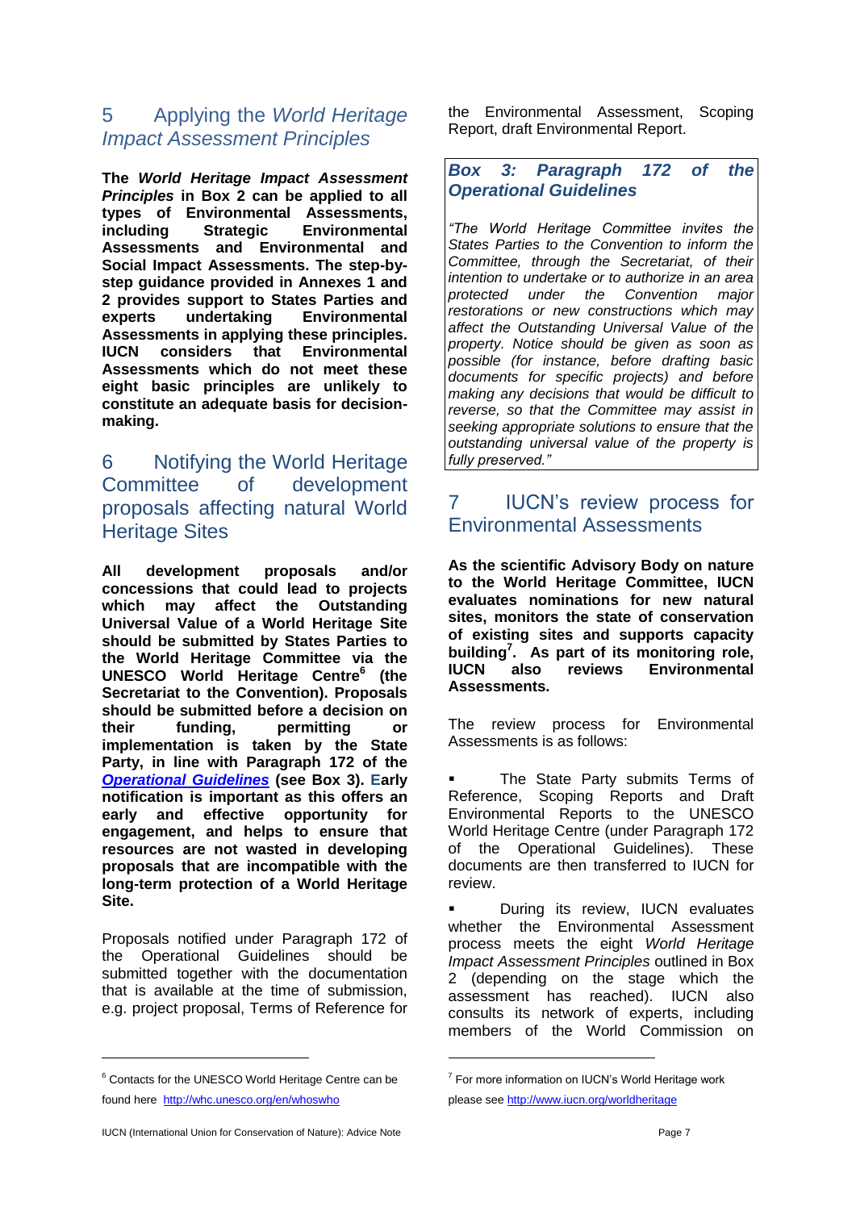## 5 Applying the *World Heritage Impact Assessment Principles*

**The *World Heritage Impact Assessment Principles* in Box 2 can be applied to all types of Environmental Assessments, including Strategic Environmental Assessments and Environmental and Social Impact Assessments. The step-by-step guidance provided in Annexes 1 and 2 provides support to States Parties and experts undertaking Environmental Assessments in applying these principles. IUCN considers that Environmental Assessments which do not meet these eight basic principles are unlikely to constitute an adequate basis for decision-making.**

## 6 Notifying the World Heritage Committee of development proposals affecting natural World Heritage Sites

**All development proposals and/or concessions that could lead to projects which may affect the Outstanding Universal Value of a World Heritage Site should be submitted by States Parties to the World Heritage Committee via the UNESCO World Heritage Centre[6] (the Secretariat to the Convention). Proposals should be submitted before a decision on their funding, permitting or implementation is taken by the State Party, in line with Paragraph 172 of the *Operational Guidelines* (see Box 3). Early notification is important as this offers an early and effective opportunity for engagement, and helps to ensure that resources are not wasted in developing proposals that are incompatible with the long-term protection of a World Heritage Site.**

Proposals notified under Paragraph 172 of the Operational Guidelines should be submitted together with the documentation that is available at the time of submission, e.g. project proposal, Terms of Reference for the Environmental Assessment, Scoping Report, draft Environmental Report.

> ***Box 3: Paragraph 172 of the Operational Guidelines***
>
> *"The World Heritage Committee invites the States Parties to the Convention to inform the Committee, through the Secretariat, of their intention to undertake or to authorize in an area protected under the Convention major restorations or new constructions which may affect the Outstanding Universal Value of the property. Notice should be given as soon as possible (for instance, before drafting basic documents for specific projects) and before making any decisions that would be difficult to reverse, so that the Committee may assist in seeking appropriate solutions to ensure that the outstanding universal value of the property is fully preserved."*

## 7 IUCN's review process for Environmental Assessments

**As the scientific Advisory Body on nature to the World Heritage Committee, IUCN evaluates nominations for new natural sites, monitors the state of conservation of existing sites and supports capacity building[7]. As part of its monitoring role, IUCN also reviews Environmental Assessments.**

The review process for Environmental Assessments is as follows:

- The State Party submits Terms of Reference, Scoping Reports and Draft Environmental Reports to the UNESCO World Heritage Centre (under Paragraph 172 of the Operational Guidelines). These documents are then transferred to IUCN for review.
- During its review, IUCN evaluates whether the Environmental Assessment process meets the eight *World Heritage Impact Assessment Principles* outlined in Box 2 (depending on the stage which the assessment has reached). IUCN also consults its network of experts, including members of the World Commission on

---

[6] Contacts for the UNESCO World Heritage Centre can be found here http://whc.unesco.org/en/whoswho

[7] For more information on IUCN's World Heritage work please see http://www.iucn.org/worldheritage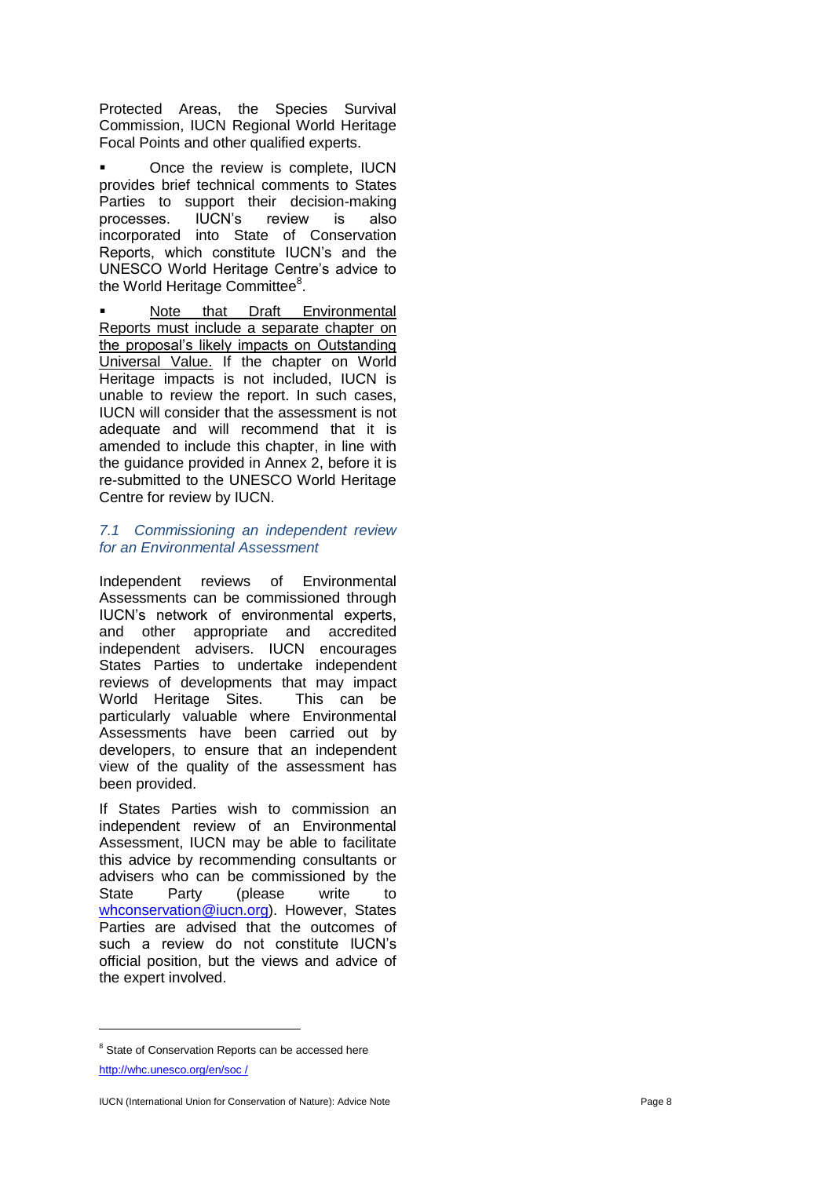Protected Areas, the Species Survival Commission, IUCN Regional World Heritage Focal Points and other qualified experts.

- Once the review is complete, IUCN provides brief technical comments to States Parties to support their decision-making processes. IUCN's review is also incorporated into State of Conservation Reports, which constitute IUCN's and the UNESCO World Heritage Centre's advice to the World Heritage Committee[8].

- Note that Draft Environmental Reports must include a separate chapter on the proposal's likely impacts on Outstanding Universal Value. If the chapter on World Heritage impacts is not included, IUCN is unable to review the report. In such cases, IUCN will consider that the assessment is not adequate and will recommend that it is amended to include this chapter, in line with the guidance provided in Annex 2, before it is re-submitted to the UNESCO World Heritage Centre for review by IUCN.

### *7.1 Commissioning an independent review for an Environmental Assessment*

Independent reviews of Environmental Assessments can be commissioned through IUCN's network of environmental experts, and other appropriate and accredited independent advisers. IUCN encourages States Parties to undertake independent reviews of developments that may impact World Heritage Sites. This can be particularly valuable where Environmental Assessments have been carried out by developers, to ensure that an independent view of the quality of the assessment has been provided.

If States Parties wish to commission an independent review of an Environmental Assessment, IUCN may be able to facilitate this advice by recommending consultants or advisers who can be commissioned by the State Party (please write to whconservation@iucn.org). However, States Parties are advised that the outcomes of such a review do not constitute IUCN's official position, but the views and advice of the expert involved.

---

[8] State of Conservation Reports can be accessed here http://whc.unesco.org/en/soc /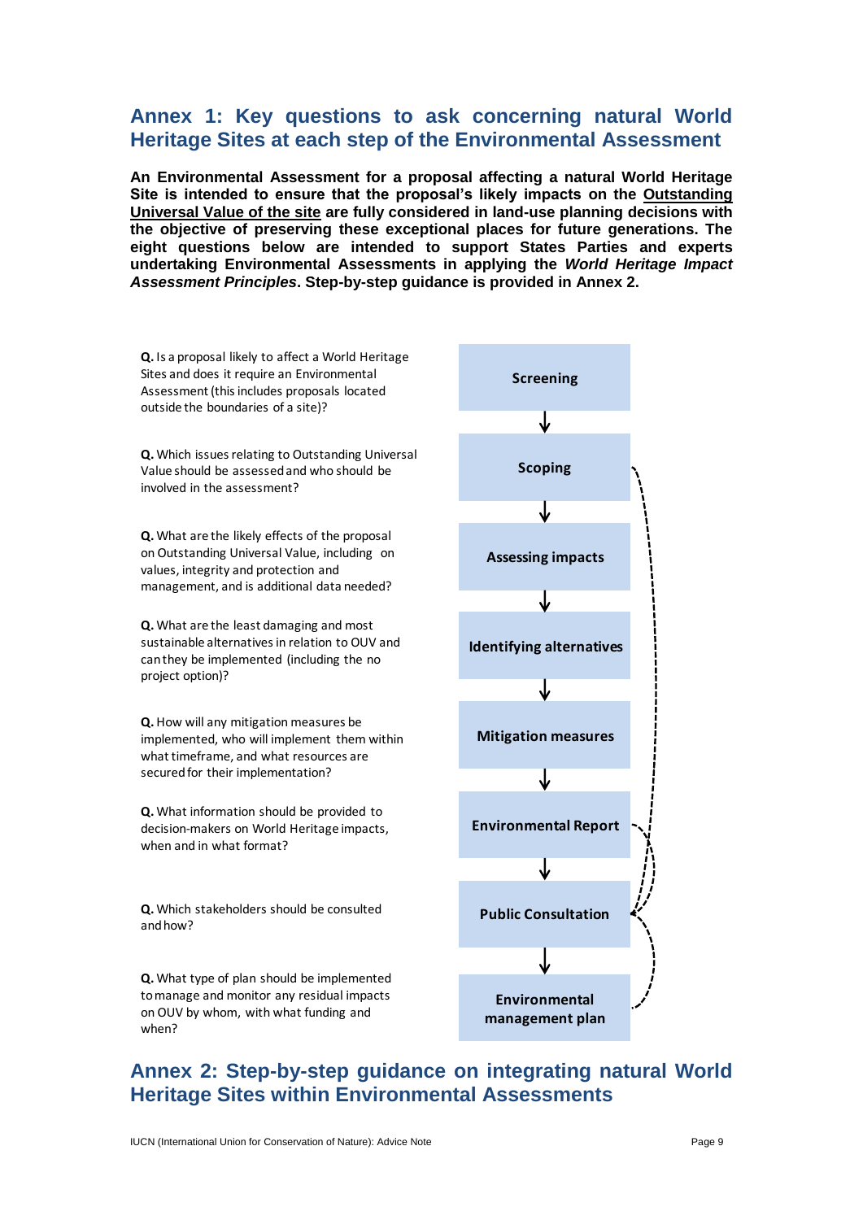## Annex 1: Key questions to ask concerning natural World Heritage Sites at each step of the Environmental Assessment

**An Environmental Assessment for a proposal affecting a natural World Heritage Site is intended to ensure that the proposal's likely impacts on the <u>Outstanding Universal Value of the site</u> are fully considered in land-use planning decisions with the objective of preserving these exceptional places for future generations. The eight questions below are intended to support States Parties and experts undertaking Environmental Assessments in applying the *World Heritage Impact Assessment Principles*. Step-by-step guidance is provided in Annex 2.**

| Key question | Step |
|---|---|
| **Q.** Is a proposal likely to affect a World Heritage Sites and does it require an Environmental Assessment (this includes proposals located outside the boundaries of a site)? | **Screening** |
| **Q.** Which issues relating to Outstanding Universal Value should be assessed and who should be involved in the assessment? | **Scoping** |
| **Q.** What are the likely effects of the proposal on Outstanding Universal Value, including on values, integrity and protection and management, and is additional data needed? | **Assessing impacts** |
| **Q.** What are the least damaging and most sustainable alternatives in relation to OUV and can they be implemented (including the no project option)? | **Identifying alternatives** |
| **Q.** How will any mitigation measures be implemented, who will implement them within what timeframe, and what resources are secured for their implementation? | **Mitigation measures** |
| **Q.** What information should be provided to decision-makers on World Heritage impacts, when and in what format? | **Environmental Report** |
| **Q.** Which stakeholders should be consulted and how? | **Public Consultation** |
| **Q.** What type of plan should be implemented to manage and monitor any residual impacts on OUV by whom, with what funding and when? | **Environmental management plan** |

## Annex 2: Step-by-step guidance on integrating natural World Heritage Sites within Environmental Assessments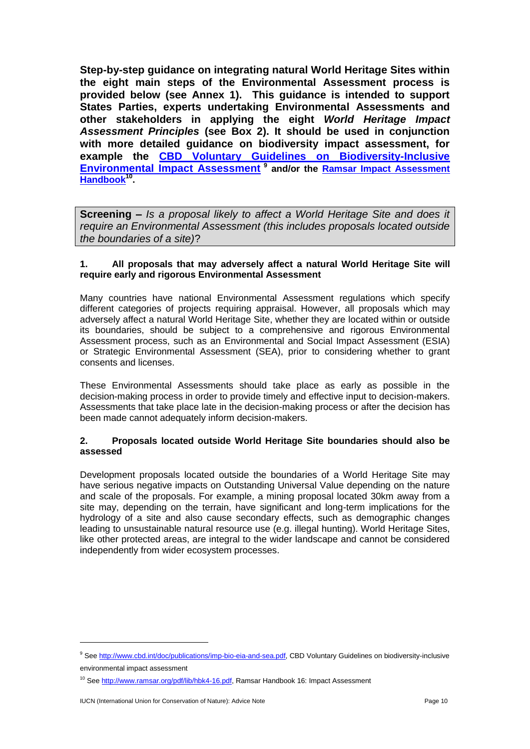**Step-by-step guidance on integrating natural World Heritage Sites within the eight main steps of the Environmental Assessment process is provided below (see Annex 1). This guidance is intended to support States Parties, experts undertaking Environmental Assessments and other stakeholders in applying the eight *World Heritage Impact Assessment Principles* (see Box 2). It should be used in conjunction with more detailed guidance on biodiversity impact assessment, for example the [CBD Voluntary Guidelines on Biodiversity-Inclusive Environmental Impact Assessment](http://www.cbd.int/doc/publications/imp-bio-eia-and-sea.pdf) [9] and/or the [Ramsar Impact Assessment Handbook](http://www.ramsar.org/pdf/lib/hbk4-16.pdf)[10].**

**Screening –** *Is a proposal likely to affect a World Heritage Site and does it require an Environmental Assessment (this includes proposals located outside the boundaries of a site)*?

### 1. All proposals that may adversely affect a natural World Heritage Site will require early and rigorous Environmental Assessment

Many countries have national Environmental Assessment regulations which specify different categories of projects requiring appraisal. However, all proposals which may adversely affect a natural World Heritage Site, whether they are located within or outside its boundaries, should be subject to a comprehensive and rigorous Environmental Assessment process, such as an Environmental and Social Impact Assessment (ESIA) or Strategic Environmental Assessment (SEA), prior to considering whether to grant consents and licenses.

These Environmental Assessments should take place as early as possible in the decision-making process in order to provide timely and effective input to decision-makers. Assessments that take place late in the decision-making process or after the decision has been made cannot adequately inform decision-makers.

### 2. Proposals located outside World Heritage Site boundaries should also be assessed

Development proposals located outside the boundaries of a World Heritage Site may have serious negative impacts on Outstanding Universal Value depending on the nature and scale of the proposals. For example, a mining proposal located 30km away from a site may, depending on the terrain, have significant and long-term implications for the hydrology of a site and also cause secondary effects, such as demographic changes leading to unsustainable natural resource use (e.g. illegal hunting). World Heritage Sites, like other protected areas, are integral to the wider landscape and cannot be considered independently from wider ecosystem processes.

---

[9] See http://www.cbd.int/doc/publications/imp-bio-eia-and-sea.pdf, CBD Voluntary Guidelines on biodiversity-inclusive environmental impact assessment

[10] See http://www.ramsar.org/pdf/lib/hbk4-16.pdf, Ramsar Handbook 16: Impact Assessment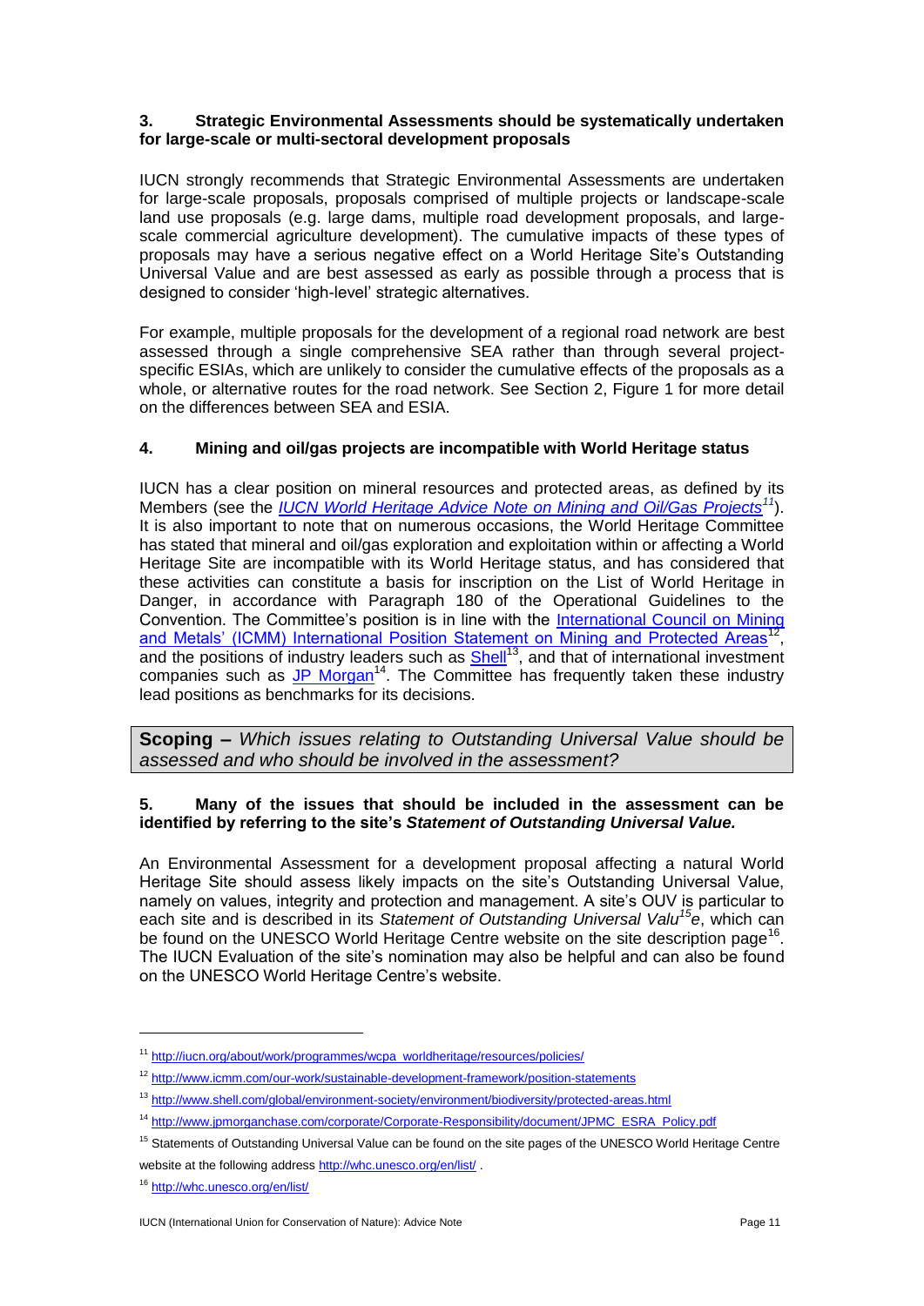### 3. Strategic Environmental Assessments should be systematically undertaken for large-scale or multi-sectoral development proposals

IUCN strongly recommends that Strategic Environmental Assessments are undertaken for large-scale proposals, proposals comprised of multiple projects or landscape-scale land use proposals (e.g. large dams, multiple road development proposals, and large-scale commercial agriculture development). The cumulative impacts of these types of proposals may have a serious negative effect on a World Heritage Site's Outstanding Universal Value and are best assessed as early as possible through a process that is designed to consider 'high-level' strategic alternatives.

For example, multiple proposals for the development of a regional road network are best assessed through a single comprehensive SEA rather than through several project-specific ESIAs, which are unlikely to consider the cumulative effects of the proposals as a whole, or alternative routes for the road network. See Section 2, Figure 1 for more detail on the differences between SEA and ESIA.

### 4. Mining and oil/gas projects are incompatible with World Heritage status

IUCN has a clear position on mineral resources and protected areas, as defined by its Members (see the *IUCN World Heritage Advice Note on Mining and Oil/Gas Projects*[11]). It is also important to note that on numerous occasions, the World Heritage Committee has stated that mineral and oil/gas exploration and exploitation within or affecting a World Heritage Site are incompatible with its World Heritage status, and has considered that these activities can constitute a basis for inscription on the List of World Heritage in Danger, in accordance with Paragraph 180 of the Operational Guidelines to the Convention. The Committee's position is in line with the International Council on Mining and Metals' (ICMM) International Position Statement on Mining and Protected Areas[12], and the positions of industry leaders such as Shell[13], and that of international investment companies such as JP Morgan[14]. The Committee has frequently taken these industry lead positions as benchmarks for its decisions.

**Scoping –** *Which issues relating to Outstanding Universal Value should be assessed and who should be involved in the assessment?*

### 5. Many of the issues that should be included in the assessment can be identified by referring to the site's *Statement of Outstanding Universal Value.*

An Environmental Assessment for a development proposal affecting a natural World Heritage Site should assess likely impacts on the site's Outstanding Universal Value, namely on values, integrity and protection and management. A site's OUV is particular to each site and is described in its *Statement of Outstanding Universal Value*[15], which can be found on the UNESCO World Heritage Centre website on the site description page[16]. The IUCN Evaluation of the site's nomination may also be helpful and can also be found on the UNESCO World Heritage Centre's website.

---

[11] http://iucn.org/about/work/programmes/wcpa_worldheritage/resources/policies/

[12] http://www.icmm.com/our-work/sustainable-development-framework/position-statements

[13] http://www.shell.com/global/environment-society/environment/biodiversity/protected-areas.html

[14] http://www.jpmorganchase.com/corporate/Corporate-Responsibility/document/JPMC_ESRA_Policy.pdf

[15] Statements of Outstanding Universal Value can be found on the site pages of the UNESCO World Heritage Centre website at the following address http://whc.unesco.org/en/list/ .

[16] http://whc.unesco.org/en/list/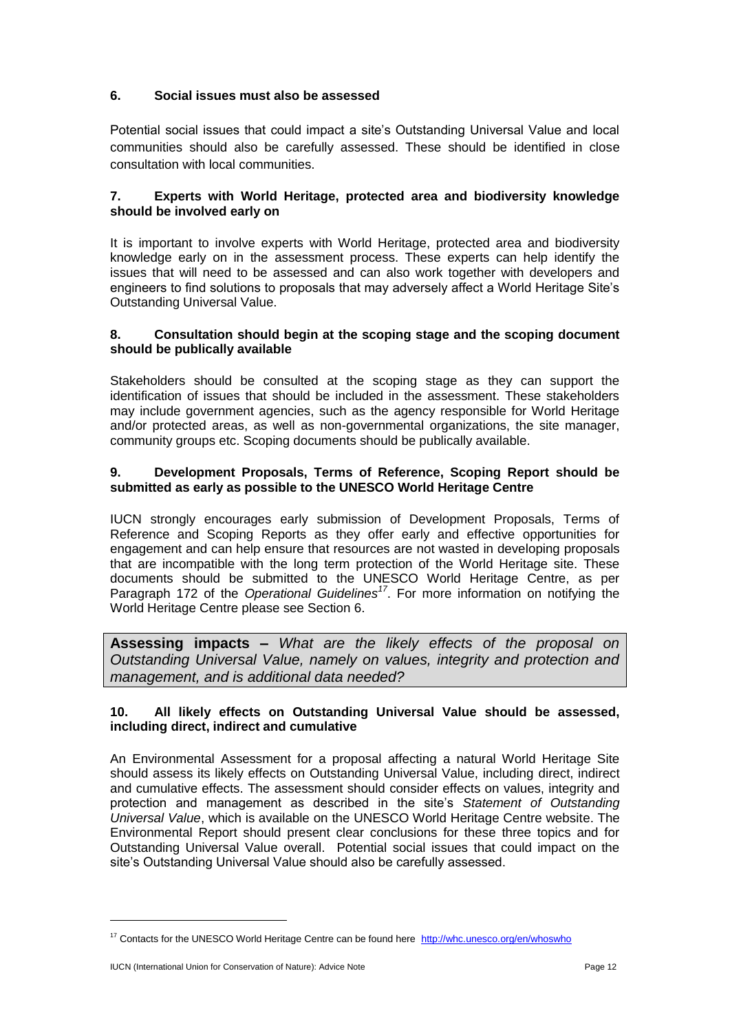**6. Social issues must also be assessed**

Potential social issues that could impact a site's Outstanding Universal Value and local communities should also be carefully assessed. These should be identified in close consultation with local communities.

**7. Experts with World Heritage, protected area and biodiversity knowledge should be involved early on**

It is important to involve experts with World Heritage, protected area and biodiversity knowledge early on in the assessment process. These experts can help identify the issues that will need to be assessed and can also work together with developers and engineers to find solutions to proposals that may adversely affect a World Heritage Site's Outstanding Universal Value.

**8. Consultation should begin at the scoping stage and the scoping document should be publically available**

Stakeholders should be consulted at the scoping stage as they can support the identification of issues that should be included in the assessment. These stakeholders may include government agencies, such as the agency responsible for World Heritage and/or protected areas, as well as non-governmental organizations, the site manager, community groups etc. Scoping documents should be publically available.

**9. Development Proposals, Terms of Reference, Scoping Report should be submitted as early as possible to the UNESCO World Heritage Centre**

IUCN strongly encourages early submission of Development Proposals, Terms of Reference and Scoping Reports as they offer early and effective opportunities for engagement and can help ensure that resources are not wasted in developing proposals that are incompatible with the long term protection of the World Heritage site. These documents should be submitted to the UNESCO World Heritage Centre, as per Paragraph 172 of the *Operational Guidelines*[17]. For more information on notifying the World Heritage Centre please see Section 6.

**Assessing impacts –** *What are the likely effects of the proposal on Outstanding Universal Value, namely on values, integrity and protection and management, and is additional data needed?*

**10. All likely effects on Outstanding Universal Value should be assessed, including direct, indirect and cumulative**

An Environmental Assessment for a proposal affecting a natural World Heritage Site should assess its likely effects on Outstanding Universal Value, including direct, indirect and cumulative effects. The assessment should consider effects on values, integrity and protection and management as described in the site's *Statement of Outstanding Universal Value*, which is available on the UNESCO World Heritage Centre website. The Environmental Report should present clear conclusions for these three topics and for Outstanding Universal Value overall. Potential social issues that could impact on the site's Outstanding Universal Value should also be carefully assessed.

[17] Contacts for the UNESCO World Heritage Centre can be found here http://whc.unesco.org/en/whoswho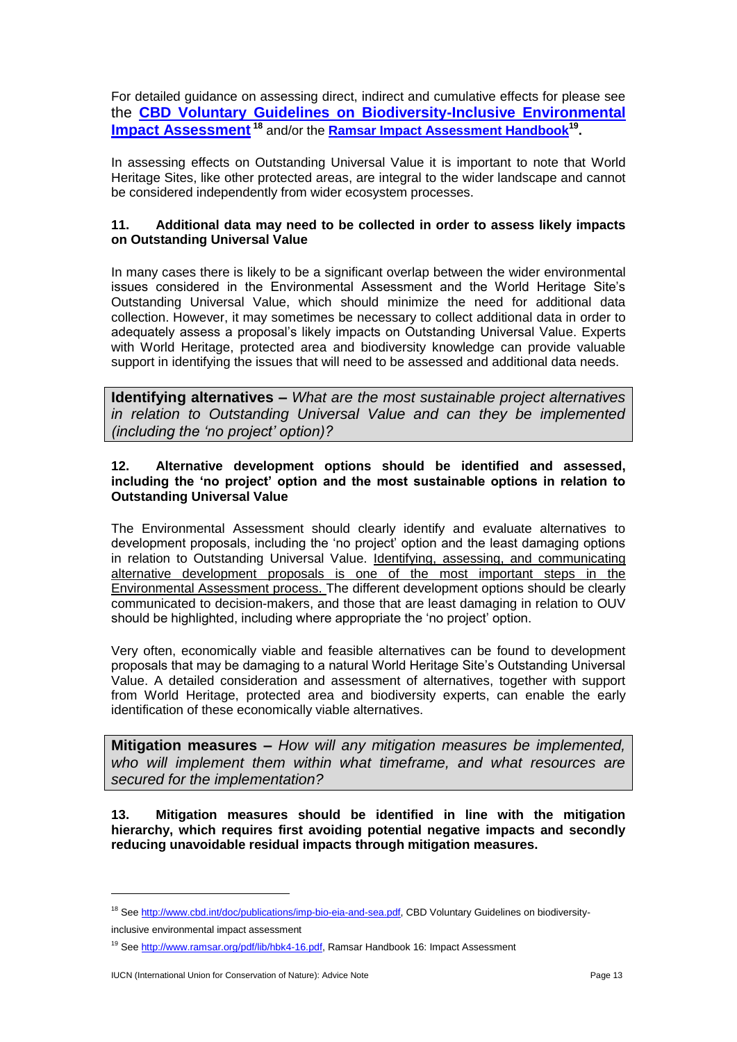For detailed guidance on assessing direct, indirect and cumulative effects for please see the **[CBD Voluntary Guidelines on Biodiversity-Inclusive Environmental Impact Assessment](http://www.cbd.int/doc/publications/imp-bio-eia-and-sea.pdf)**[18] and/or the **[Ramsar Impact Assessment Handbook](http://www.ramsar.org/pdf/lib/hbk4-16.pdf)**[19].

In assessing effects on Outstanding Universal Value it is important to note that World Heritage Sites, like other protected areas, are integral to the wider landscape and cannot be considered independently from wider ecosystem processes.

**11. Additional data may need to be collected in order to assess likely impacts on Outstanding Universal Value**

In many cases there is likely to be a significant overlap between the wider environmental issues considered in the Environmental Assessment and the World Heritage Site's Outstanding Universal Value, which should minimize the need for additional data collection. However, it may sometimes be necessary to collect additional data in order to adequately assess a proposal's likely impacts on Outstanding Universal Value. Experts with World Heritage, protected area and biodiversity knowledge can provide valuable support in identifying the issues that will need to be assessed and additional data needs.

**Identifying alternatives –** *What are the most sustainable project alternatives in relation to Outstanding Universal Value and can they be implemented (including the 'no project' option)?*

**12. Alternative development options should be identified and assessed, including the 'no project' option and the most sustainable options in relation to Outstanding Universal Value**

The Environmental Assessment should clearly identify and evaluate alternatives to development proposals, including the 'no project' option and the least damaging options in relation to Outstanding Universal Value. Identifying, assessing, and communicating alternative development proposals is one of the most important steps in the Environmental Assessment process. The different development options should be clearly communicated to decision-makers, and those that are least damaging in relation to OUV should be highlighted, including where appropriate the 'no project' option.

Very often, economically viable and feasible alternatives can be found to development proposals that may be damaging to a natural World Heritage Site's Outstanding Universal Value. A detailed consideration and assessment of alternatives, together with support from World Heritage, protected area and biodiversity experts, can enable the early identification of these economically viable alternatives.

**Mitigation measures –** *How will any mitigation measures be implemented, who will implement them within what timeframe, and what resources are secured for the implementation?*

**13. Mitigation measures should be identified in line with the mitigation hierarchy, which requires first avoiding potential negative impacts and secondly reducing unavoidable residual impacts through mitigation measures.**

---

[18] See http://www.cbd.int/doc/publications/imp-bio-eia-and-sea.pdf, CBD Voluntary Guidelines on biodiversity-inclusive environmental impact assessment

[19] See http://www.ramsar.org/pdf/lib/hbk4-16.pdf, Ramsar Handbook 16: Impact Assessment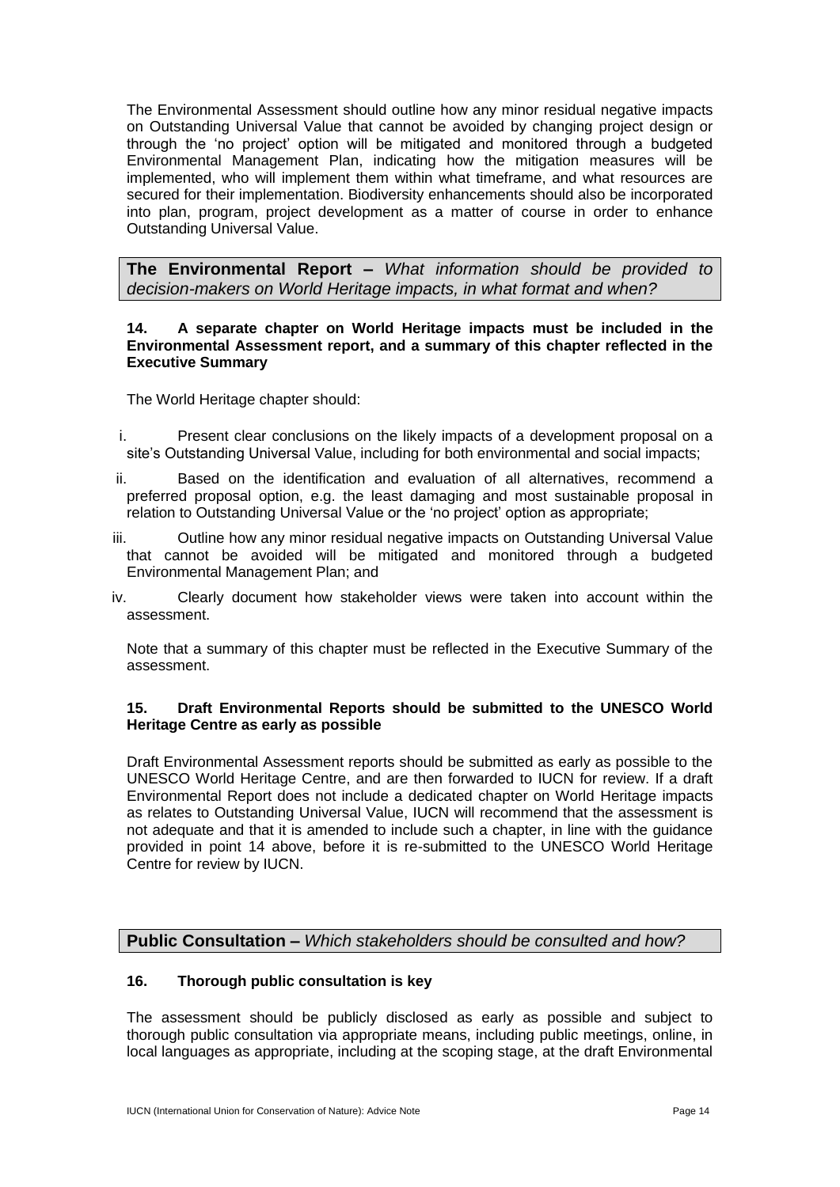The Environmental Assessment should outline how any minor residual negative impacts on Outstanding Universal Value that cannot be avoided by changing project design or through the 'no project' option will be mitigated and monitored through a budgeted Environmental Management Plan, indicating how the mitigation measures will be implemented, who will implement them within what timeframe, and what resources are secured for their implementation. Biodiversity enhancements should also be incorporated into plan, program, project development as a matter of course in order to enhance Outstanding Universal Value.

## **The Environmental Report –** *What information should be provided to decision-makers on World Heritage impacts, in what format and when?*

**14. A separate chapter on World Heritage impacts must be included in the Environmental Assessment report, and a summary of this chapter reflected in the Executive Summary**

The World Heritage chapter should:

i. Present clear conclusions on the likely impacts of a development proposal on a site's Outstanding Universal Value, including for both environmental and social impacts;

ii. Based on the identification and evaluation of all alternatives, recommend a preferred proposal option, e.g. the least damaging and most sustainable proposal in relation to Outstanding Universal Value or the 'no project' option as appropriate;

iii. Outline how any minor residual negative impacts on Outstanding Universal Value that cannot be avoided will be mitigated and monitored through a budgeted Environmental Management Plan; and

iv. Clearly document how stakeholder views were taken into account within the assessment.

Note that a summary of this chapter must be reflected in the Executive Summary of the assessment.

**15. Draft Environmental Reports should be submitted to the UNESCO World Heritage Centre as early as possible**

Draft Environmental Assessment reports should be submitted as early as possible to the UNESCO World Heritage Centre, and are then forwarded to IUCN for review. If a draft Environmental Report does not include a dedicated chapter on World Heritage impacts as relates to Outstanding Universal Value, IUCN will recommend that the assessment is not adequate and that it is amended to include such a chapter, in line with the guidance provided in point 14 above, before it is re-submitted to the UNESCO World Heritage Centre for review by IUCN.

## **Public Consultation –** *Which stakeholders should be consulted and how?*

**16. Thorough public consultation is key**

The assessment should be publicly disclosed as early as possible and subject to thorough public consultation via appropriate means, including public meetings, online, in local languages as appropriate, including at the scoping stage, at the draft Environmental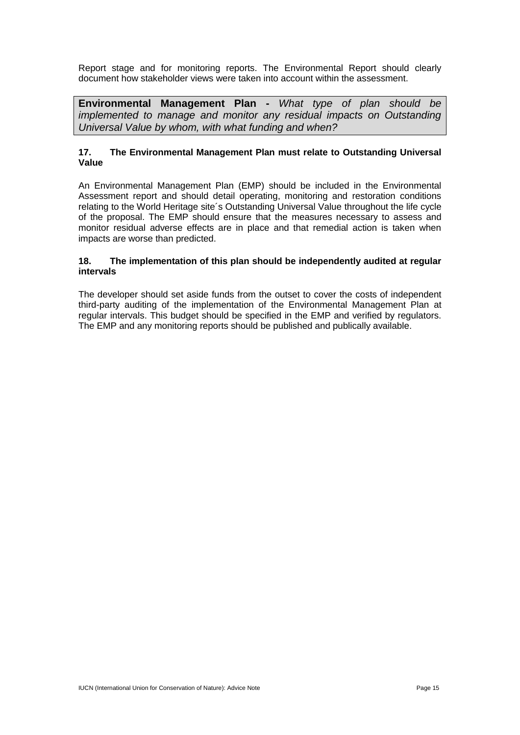Report stage and for monitoring reports. The Environmental Report should clearly document how stakeholder views were taken into account within the assessment.

**Environmental Management Plan -** *What type of plan should be implemented to manage and monitor any residual impacts on Outstanding Universal Value by whom, with what funding and when?*

### 17. The Environmental Management Plan must relate to Outstanding Universal Value

An Environmental Management Plan (EMP) should be included in the Environmental Assessment report and should detail operating, monitoring and restoration conditions relating to the World Heritage site´s Outstanding Universal Value throughout the life cycle of the proposal. The EMP should ensure that the measures necessary to assess and monitor residual adverse effects are in place and that remedial action is taken when impacts are worse than predicted.

### 18. The implementation of this plan should be independently audited at regular intervals

The developer should set aside funds from the outset to cover the costs of independent third-party auditing of the implementation of the Environmental Management Plan at regular intervals. This budget should be specified in the EMP and verified by regulators. The EMP and any monitoring reports should be published and publically available.